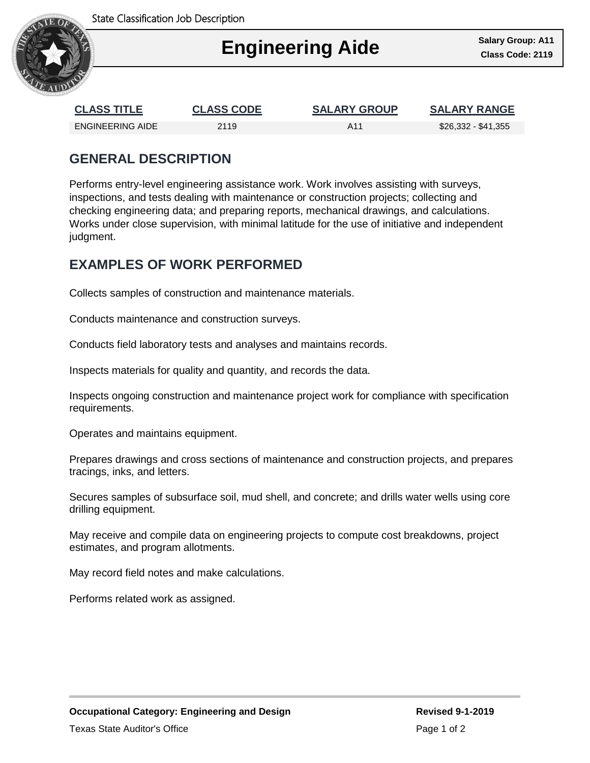State Classification Job Description

# Engineering Aide

**Salary Group: A11**
**Class Code: 2119**

| CLASS TITLE | CLASS CODE | SALARY GROUP | SALARY RANGE |
|---|---|---|---|
| ENGINEERING AIDE | 2119 | A11 | $26,332 - $41,355 |

## GENERAL DESCRIPTION

Performs entry-level engineering assistance work. Work involves assisting with surveys, inspections, and tests dealing with maintenance or construction projects; collecting and checking engineering data; and preparing reports, mechanical drawings, and calculations. Works under close supervision, with minimal latitude for the use of initiative and independent judgment.

## EXAMPLES OF WORK PERFORMED

Collects samples of construction and maintenance materials.

Conducts maintenance and construction surveys.

Conducts field laboratory tests and analyses and maintains records.

Inspects materials for quality and quantity, and records the data.

Inspects ongoing construction and maintenance project work for compliance with specification requirements.

Operates and maintains equipment.

Prepares drawings and cross sections of maintenance and construction projects, and prepares tracings, inks, and letters.

Secures samples of subsurface soil, mud shell, and concrete; and drills water wells using core drilling equipment.

May receive and compile data on engineering projects to compute cost breakdowns, project estimates, and program allotments.

May record field notes and make calculations.

Performs related work as assigned.

**Occupational Category: Engineering and Design** **Revised 9-1-2019**

Texas State Auditor's Office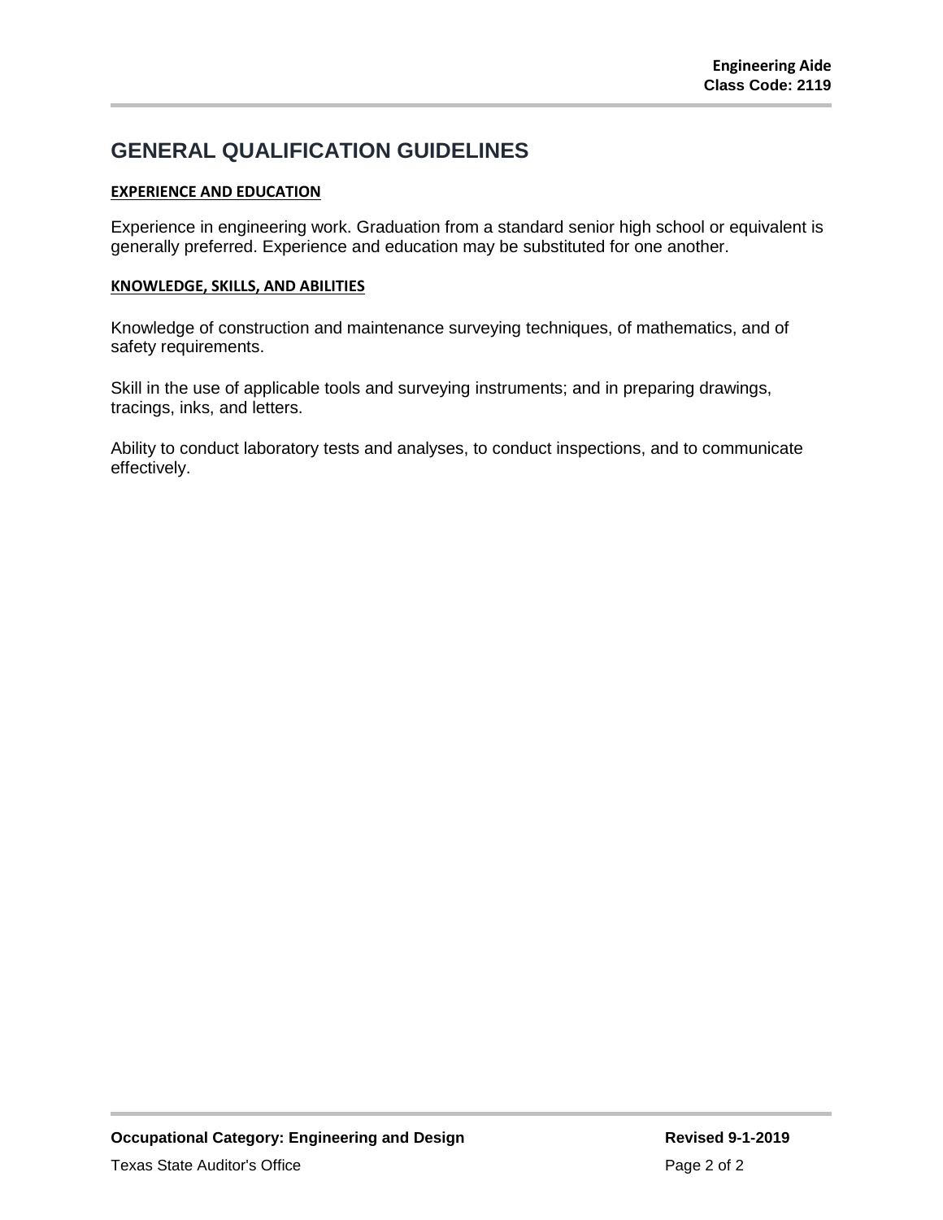# GENERAL QUALIFICATION GUIDELINES

## EXPERIENCE AND EDUCATION

Experience in engineering work. Graduation from a standard senior high school or equivalent is generally preferred. Experience and education may be substituted for one another.

## KNOWLEDGE, SKILLS, AND ABILITIES

Knowledge of construction and maintenance surveying techniques, of mathematics, and of safety requirements.

Skill in the use of applicable tools and surveying instruments; and in preparing drawings, tracings, inks, and letters.

Ability to conduct laboratory tests and analyses, to conduct inspections, and to communicate effectively.